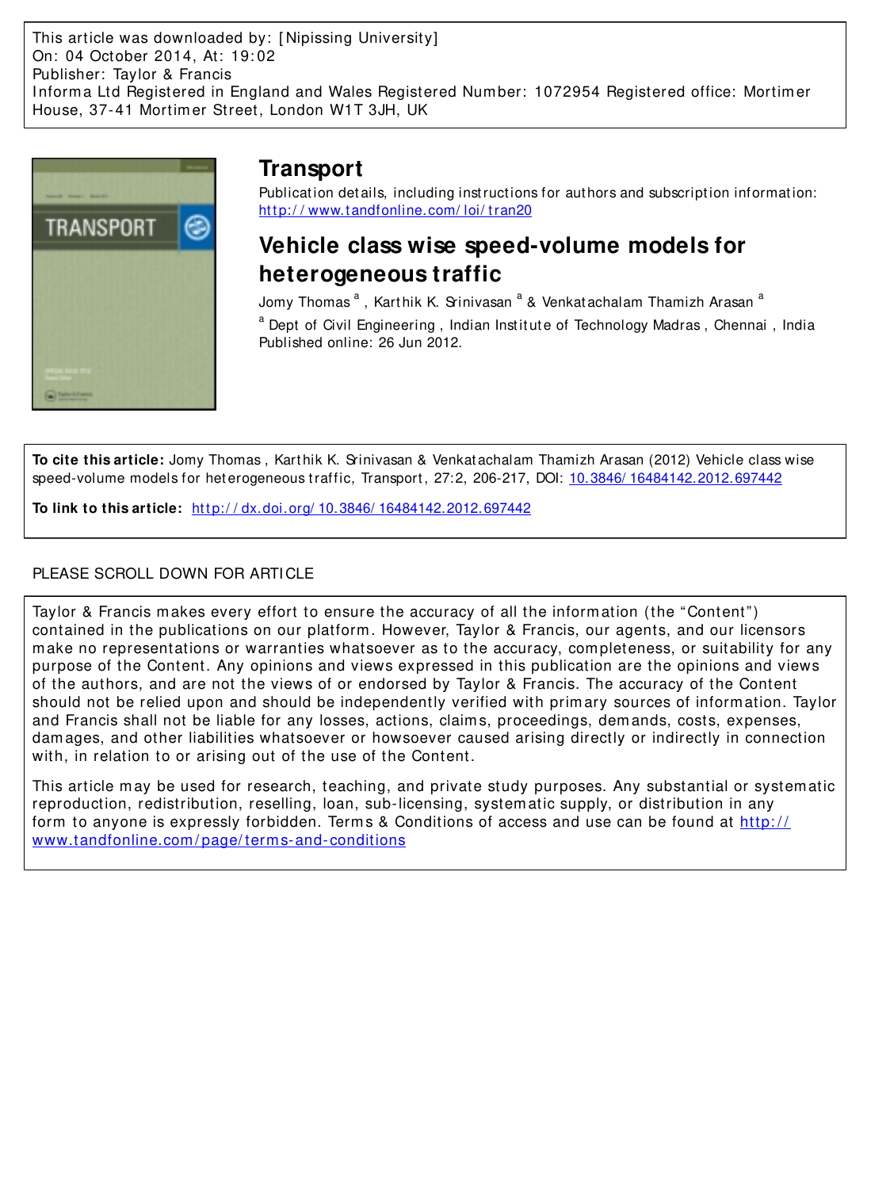This article was downloaded by: [Nipissing University]
On: 04 October 2014, At: 19:02
Publisher: Taylor & Francis
Informa Ltd Registered in England and Wales Registered Number: 1072954 Registered office: Mortimer House, 37-41 Mortimer Street, London W1T 3JH, UK

# Transport

Publication details, including instructions for authors and subscription information:
http://www.tandfonline.com/loi/tran20

## Vehicle class wise speed-volume models for heterogeneous traffic

Jomy Thomas [a], Karthik K. Srinivasan [a] & Venkatachalam Thamizh Arasan [a]

[a] Dept of Civil Engineering, Indian Institute of Technology Madras, Chennai, India

Published online: 26 Jun 2012.

**To cite this article:** Jomy Thomas, Karthik K. Srinivasan & Venkatachalam Thamizh Arasan (2012) Vehicle class wise speed-volume models for heterogeneous traffic, Transport, 27:2, 206-217, DOI: 10.3846/16484142.2012.697442

**To link to this article:** http://dx.doi.org/10.3846/16484142.2012.697442

PLEASE SCROLL DOWN FOR ARTICLE

Taylor & Francis makes every effort to ensure the accuracy of all the information (the "Content") contained in the publications on our platform. However, Taylor & Francis, our agents, and our licensors make no representations or warranties whatsoever as to the accuracy, completeness, or suitability for any purpose of the Content. Any opinions and views expressed in this publication are the opinions and views of the authors, and are not the views of or endorsed by Taylor & Francis. The accuracy of the Content should not be relied upon and should be independently verified with primary sources of information. Taylor and Francis shall not be liable for any losses, actions, claims, proceedings, demands, costs, expenses, damages, and other liabilities whatsoever or howsoever caused arising directly or indirectly in connection with, in relation to or arising out of the use of the Content.

This article may be used for research, teaching, and private study purposes. Any substantial or systematic reproduction, redistribution, reselling, loan, sub-licensing, systematic supply, or distribution in any form to anyone is expressly forbidden. Terms & Conditions of access and use can be found at http://www.tandfonline.com/page/terms-and-conditions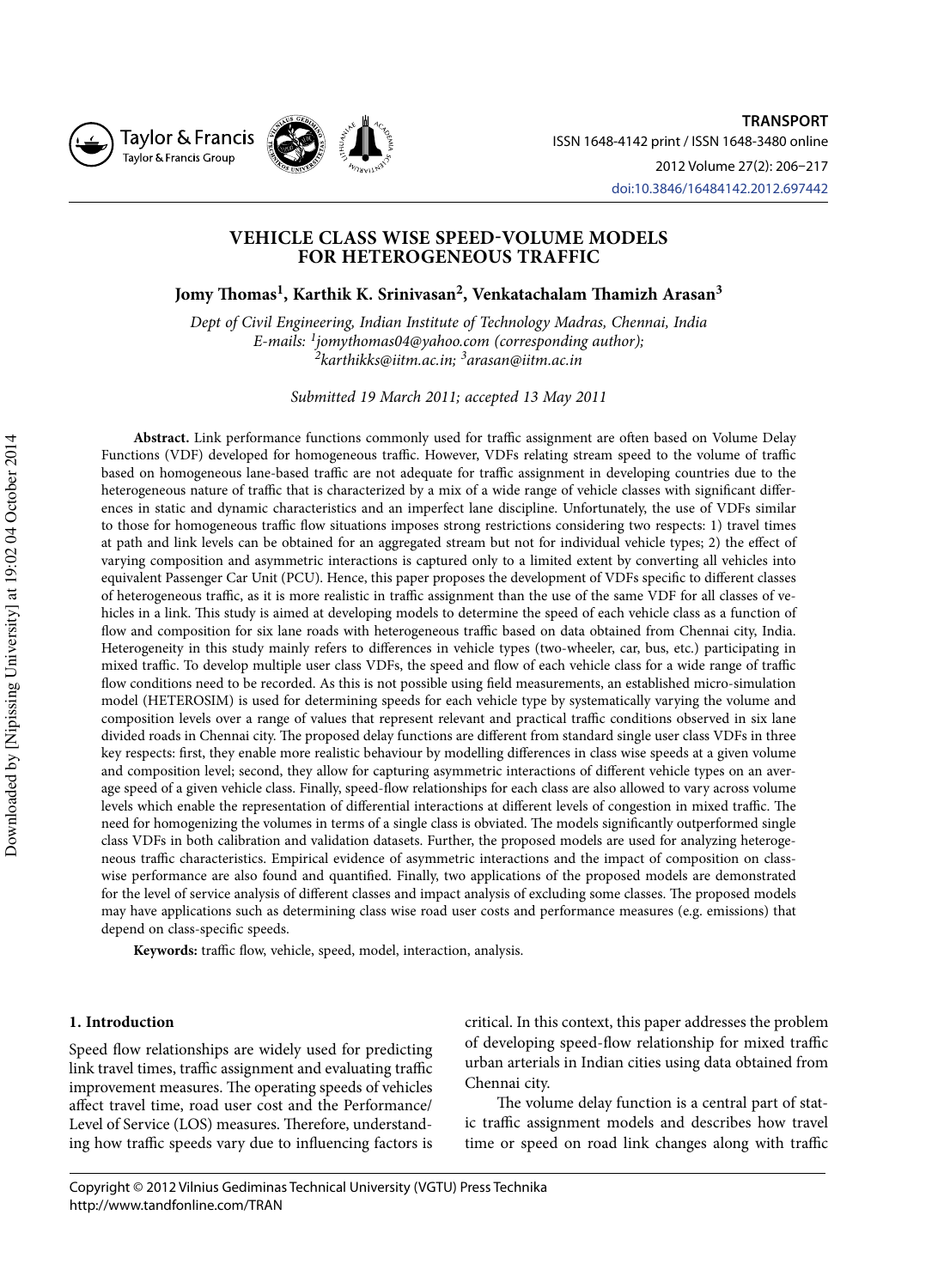# VEHICLE CLASS WISE SPEED-VOLUME MODELS FOR HETEROGENEOUS TRAFFIC

**Jomy Thomas[1], Karthik K. Srinivasan[2], Venkatachalam Thamizh Arasan[3]**

*Dept of Civil Engineering, Indian Institute of Technology Madras, Chennai, India*
*E-mails: [1]jomythomas04@yahoo.com (corresponding author);*
*[2]karthikks@iitm.ac.in; [3]arasan@iitm.ac.in*

*Submitted 19 March 2011; accepted 13 May 2011*

**Abstract.** Link performance functions commonly used for traffic assignment are often based on Volume Delay Functions (VDF) developed for homogeneous traffic. However, VDFs relating stream speed to the volume of traffic based on homogeneous lane-based traffic are not adequate for traffic assignment in developing countries due to the heterogeneous nature of traffic that is characterized by a mix of a wide range of vehicle classes with significant differences in static and dynamic characteristics and an imperfect lane discipline. Unfortunately, the use of VDFs similar to those for homogeneous traffic flow situations imposes strong restrictions considering two respects: 1) travel times at path and link levels can be obtained for an aggregated stream but not for individual vehicle types; 2) the effect of varying composition and asymmetric interactions is captured only to a limited extent by converting all vehicles into equivalent Passenger Car Unit (PCU). Hence, this paper proposes the development of VDFs specific to different classes of heterogeneous traffic, as it is more realistic in traffic assignment than the use of the same VDF for all classes of vehicles in a link. This study is aimed at developing models to determine the speed of each vehicle class as a function of flow and composition for six lane roads with heterogeneous traffic based on data obtained from Chennai city, India. Heterogeneity in this study mainly refers to differences in vehicle types (two-wheeler, car, bus, etc.) participating in mixed traffic. To develop multiple user class VDFs, the speed and flow of each vehicle class for a wide range of traffic flow conditions need to be recorded. As this is not possible using field measurements, an established micro-simulation model (HETEROSIM) is used for determining speeds for each vehicle type by systematically varying the volume and composition levels over a range of values that represent relevant and practical traffic conditions observed in six lane divided roads in Chennai city. The proposed delay functions are different from standard single user class VDFs in three key respects: first, they enable more realistic behaviour by modelling differences in class wise speeds at a given volume and composition level; second, they allow for capturing asymmetric interactions of different vehicle types on an average speed of a given vehicle class. Finally, speed-flow relationships for each class are also allowed to vary across volume levels which enable the representation of differential interactions at different levels of congestion in mixed traffic. The need for homogenizing the volumes in terms of a single class is obviated. The models significantly outperformed single class VDFs in both calibration and validation datasets. Further, the proposed models are used for analyzing heterogeneous traffic characteristics. Empirical evidence of asymmetric interactions and the impact of composition on class-wise performance are also found and quantified. Finally, two applications of the proposed models are demonstrated for the level of service analysis of different classes and impact analysis of excluding some classes. The proposed models may have applications such as determining class wise road user costs and performance measures (e.g. emissions) that depend on class-specific speeds.

**Keywords:** traffic flow, vehicle, speed, model, interaction, analysis.

## 1. Introduction

Speed flow relationships are widely used for predicting link travel times, traffic assignment and evaluating traffic improvement measures. The operating speeds of vehicles affect travel time, road user cost and the Performance/Level of Service (LOS) measures. Therefore, understanding how traffic speeds vary due to influencing factors is critical. In this context, this paper addresses the problem of developing speed-flow relationship for mixed traffic urban arterials in Indian cities using data obtained from Chennai city.

The volume delay function is a central part of static traffic assignment models and describes how travel time or speed on road link changes along with traffic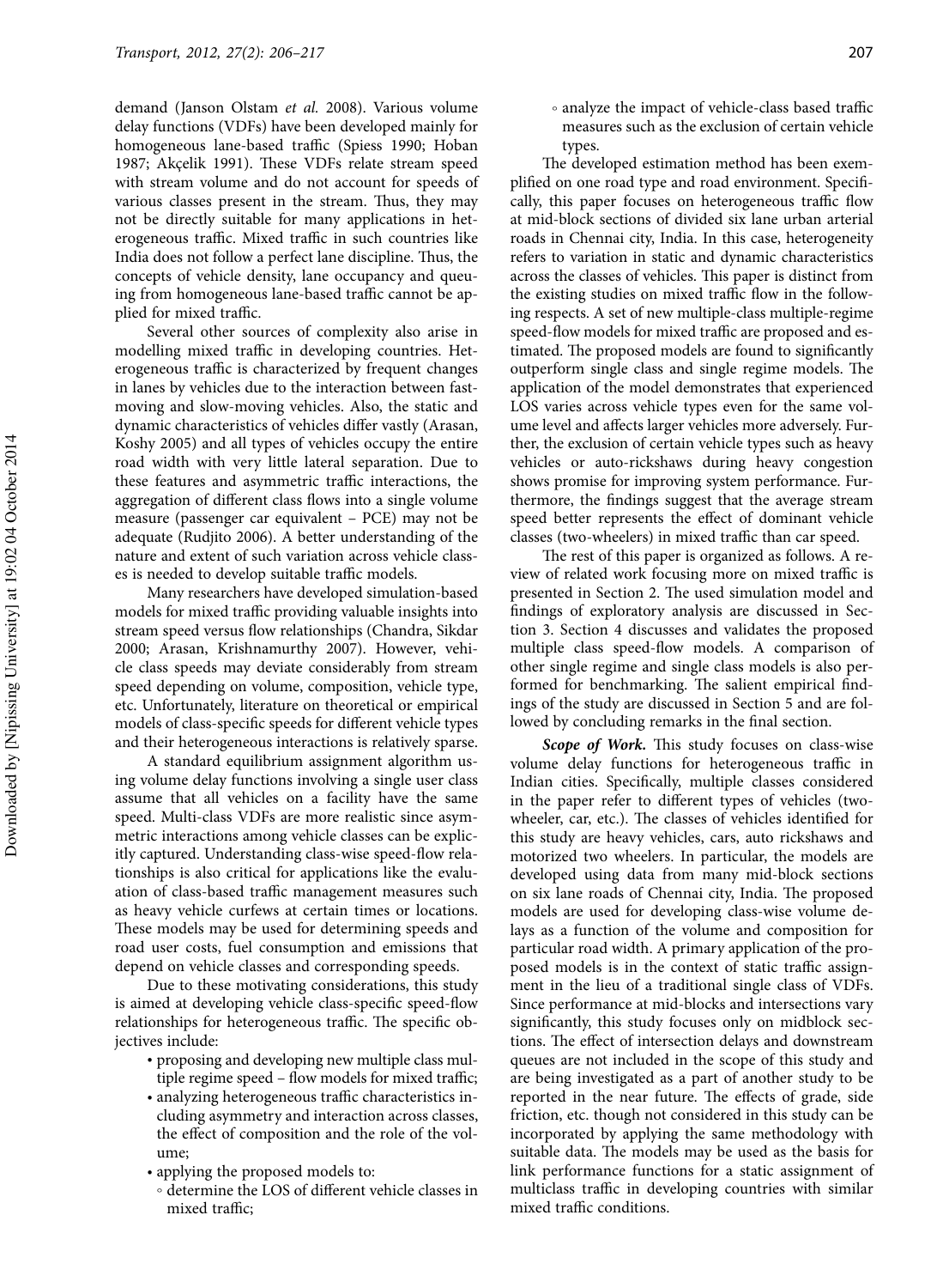demand (Janson Olstam *et al.* 2008). Various volume delay functions (VDFs) have been developed mainly for homogeneous lane-based traffic (Spiess 1990; Hoban 1987; Akçelik 1991). These VDFs relate stream speed with stream volume and do not account for speeds of various classes present in the stream. Thus, they may not be directly suitable for many applications in heterogeneous traffic. Mixed traffic in such countries like India does not follow a perfect lane discipline. Thus, the concepts of vehicle density, lane occupancy and queuing from homogeneous lane-based traffic cannot be applied for mixed traffic.

Several other sources of complexity also arise in modelling mixed traffic in developing countries. Heterogeneous traffic is characterized by frequent changes in lanes by vehicles due to the interaction between fast-moving and slow-moving vehicles. Also, the static and dynamic characteristics of vehicles differ vastly (Arasan, Koshy 2005) and all types of vehicles occupy the entire road width with very little lateral separation. Due to these features and asymmetric traffic interactions, the aggregation of different class flows into a single volume measure (passenger car equivalent – PCE) may not be adequate (Rudjito 2006). A better understanding of the nature and extent of such variation across vehicle classes is needed to develop suitable traffic models.

Many researchers have developed simulation-based models for mixed traffic providing valuable insights into stream speed versus flow relationships (Chandra, Sikdar 2000; Arasan, Krishnamurthy 2007). However, vehicle class speeds may deviate considerably from stream speed depending on volume, composition, vehicle type, etc. Unfortunately, literature on theoretical or empirical models of class-specific speeds for different vehicle types and their heterogeneous interactions is relatively sparse.

A standard equilibrium assignment algorithm using volume delay functions involving a single user class assume that all vehicles on a facility have the same speed. Multi-class VDFs are more realistic since asymmetric interactions among vehicle classes can be explicitly captured. Understanding class-wise speed-flow relationships is also critical for applications like the evaluation of class-based traffic management measures such as heavy vehicle curfews at certain times or locations. These models may be used for determining speeds and road user costs, fuel consumption and emissions that depend on vehicle classes and corresponding speeds.

Due to these motivating considerations, this study is aimed at developing vehicle class-specific speed-flow relationships for heterogeneous traffic. The specific objectives include:

- proposing and developing new multiple class multiple regime speed – flow models for mixed traffic;
- analyzing heterogeneous traffic characteristics including asymmetry and interaction across classes, the effect of composition and the role of the volume;
- applying the proposed models to:
  - determine the LOS of different vehicle classes in mixed traffic;
  - analyze the impact of vehicle-class based traffic measures such as the exclusion of certain vehicle types.

The developed estimation method has been exemplified on one road type and road environment. Specifically, this paper focuses on heterogeneous traffic flow at mid-block sections of divided six lane urban arterial roads in Chennai city, India. In this case, heterogeneity refers to variation in static and dynamic characteristics across the classes of vehicles. This paper is distinct from the existing studies on mixed traffic flow in the following respects. A set of new multiple-class multiple-regime speed-flow models for mixed traffic are proposed and estimated. The proposed models are found to significantly outperform single class and single regime models. The application of the model demonstrates that experienced LOS varies across vehicle types even for the same volume level and affects larger vehicles more adversely. Further, the exclusion of certain vehicle types such as heavy vehicles or auto-rickshaws during heavy congestion shows promise for improving system performance. Furthermore, the findings suggest that the average stream speed better represents the effect of dominant vehicle classes (two-wheelers) in mixed traffic than car speed.

The rest of this paper is organized as follows. A review of related work focusing more on mixed traffic is presented in Section 2. The used simulation model and findings of exploratory analysis are discussed in Section 3. Section 4 discusses and validates the proposed multiple class speed-flow models. A comparison of other single regime and single class models is also performed for benchmarking. The salient empirical findings of the study are discussed in Section 5 and are followed by concluding remarks in the final section.

***Scope of Work.*** This study focuses on class-wise volume delay functions for heterogeneous traffic in Indian cities. Specifically, multiple classes considered in the paper refer to different types of vehicles (two-wheeler, car, etc.). The classes of vehicles identified for this study are heavy vehicles, cars, auto rickshaws and motorized two wheelers. In particular, the models are developed using data from many mid-block sections on six lane roads of Chennai city, India. The proposed models are used for developing class-wise volume delays as a function of the volume and composition for particular road width. A primary application of the proposed models is in the context of static traffic assignment in the lieu of a traditional single class of VDFs. Since performance at mid-blocks and intersections vary significantly, this study focuses only on midblock sections. The effect of intersection delays and downstream queues are not included in the scope of this study and are being investigated as a part of another study to be reported in the near future. The effects of grade, side friction, etc. though not considered in this study can be incorporated by applying the same methodology with suitable data. The models may be used as the basis for link performance functions for a static assignment of multiclass traffic in developing countries with similar mixed traffic conditions.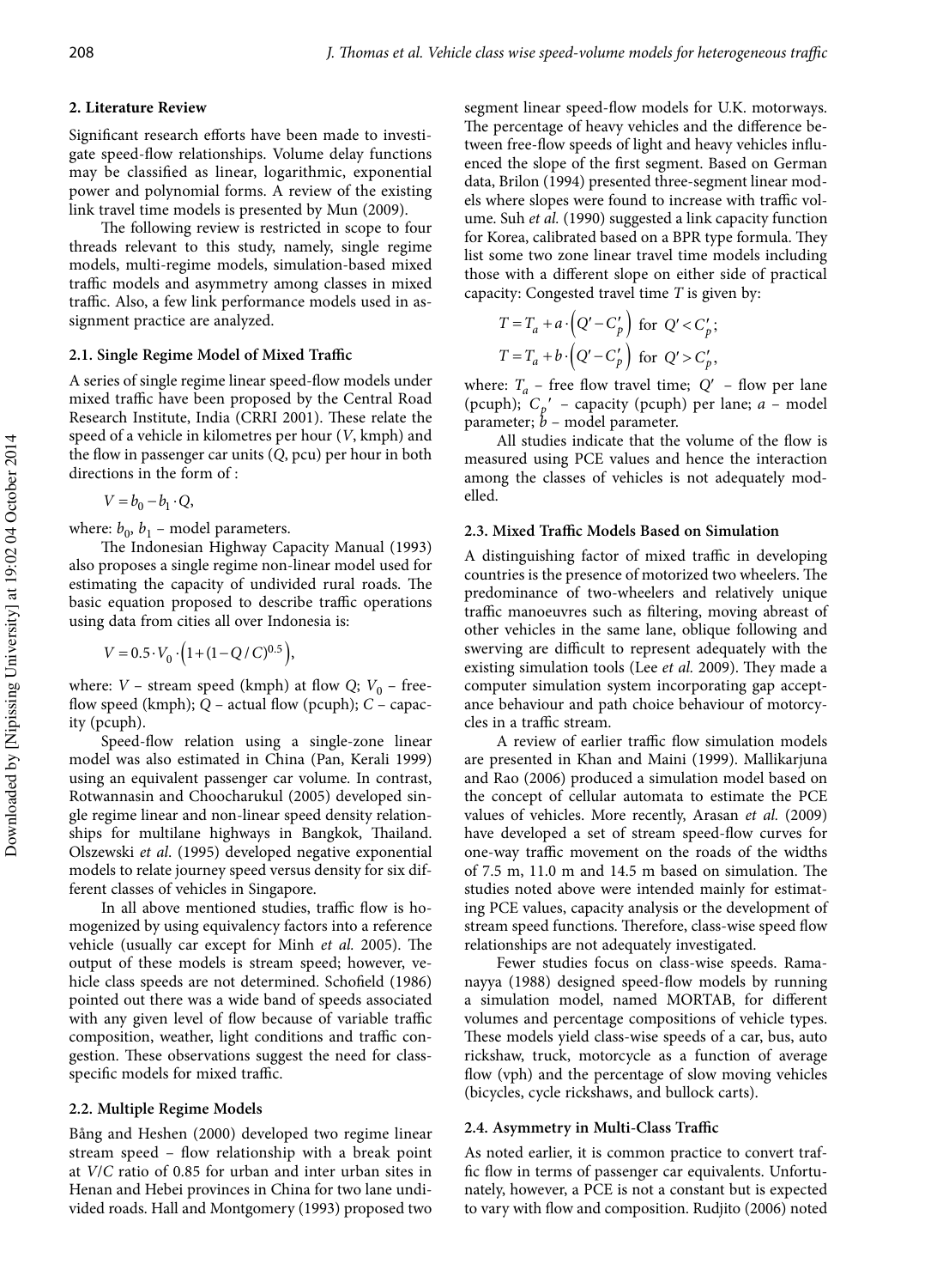## 2. Literature Review

Significant research efforts have been made to investigate speed-flow relationships. Volume delay functions may be classified as linear, logarithmic, exponential power and polynomial forms. A review of the existing link travel time models is presented by Mun (2009).

The following review is restricted in scope to four threads relevant to this study, namely, single regime models, multi-regime models, simulation-based mixed traffic models and asymmetry among classes in mixed traffic. Also, a few link performance models used in assignment practice are analyzed.

### 2.1. Single Regime Model of Mixed Traffic

A series of single regime linear speed-flow models under mixed traffic have been proposed by the Central Road Research Institute, India (CRRI 2001). These relate the speed of a vehicle in kilometres per hour ($V$, kmph) and the flow in passenger car units ($Q$, pcu) per hour in both directions in the form of :

$$V = b_0 - b_1 \cdot Q,$$

where: $b_0$, $b_1$ – model parameters.

The Indonesian Highway Capacity Manual (1993) also proposes a single regime non-linear model used for estimating the capacity of undivided rural roads. The basic equation proposed to describe traffic operations using data from cities all over Indonesia is:

$$V = 0.5 \cdot V_0 \cdot \left(1 + (1 - Q / C)^{0.5}\right),$$

where: $V$ – stream speed (kmph) at flow $Q$; $V_0$ – free-flow speed (kmph); $Q$ – actual flow (pcuph); $C$ – capacity (pcuph).

Speed-flow relation using a single-zone linear model was also estimated in China (Pan, Kerali 1999) using an equivalent passenger car volume. In contrast, Rotwannasin and Choocharukul (2005) developed single regime linear and non-linear speed density relationships for multilane highways in Bangkok, Thailand. Olszewski *et al*. (1995) developed negative exponential models to relate journey speed versus density for six different classes of vehicles in Singapore.

In all above mentioned studies, traffic flow is homogenized by using equivalency factors into a reference vehicle (usually car except for Minh *et al.* 2005). The output of these models is stream speed; however, vehicle class speeds are not determined. Schofield (1986) pointed out there was a wide band of speeds associated with any given level of flow because of variable traffic composition, weather, light conditions and traffic congestion. These observations suggest the need for class-specific models for mixed traffic.

### 2.2. Multiple Regime Models

Bång and Heshen (2000) developed two regime linear stream speed – flow relationship with a break point at $V/C$ ratio of 0.85 for urban and inter urban sites in Henan and Hebei provinces in China for two lane undivided roads. Hall and Montgomery (1993) proposed two segment linear speed-flow models for U.K. motorways. The percentage of heavy vehicles and the difference between free-flow speeds of light and heavy vehicles influenced the slope of the first segment. Based on German data, Brilon (1994) presented three-segment linear models where slopes were found to increase with traffic volume. Suh *et al.* (1990) suggested a link capacity function for Korea, calibrated based on a BPR type formula. They list some two zone linear travel time models including those with a different slope on either side of practical capacity: Congested travel time $T$ is given by:

$$T = T_a + a \cdot \left(Q' - C_p'\right) \text{ for } Q' < C_p';$$

$$T = T_a + b \cdot \left(Q' - C_p'\right) \text{ for } Q' > C_p',$$

where: $T_a$ – free flow travel time; $Q'$ – flow per lane (pcuph); $C_p{}'$ – capacity (pcuph) per lane; $a$ – model parameter; $b$ – model parameter.

All studies indicate that the volume of the flow is measured using PCE values and hence the interaction among the classes of vehicles is not adequately modelled.

### 2.3. Mixed Traffic Models Based on Simulation

A distinguishing factor of mixed traffic in developing countries is the presence of motorized two wheelers. The predominance of two-wheelers and relatively unique traffic manoeuvres such as filtering, moving abreast of other vehicles in the same lane, oblique following and swerving are difficult to represent adequately with the existing simulation tools (Lee *et al.* 2009). They made a computer simulation system incorporating gap acceptance behaviour and path choice behaviour of motorcycles in a traffic stream.

A review of earlier traffic flow simulation models are presented in Khan and Maini (1999). Mallikarjuna and Rao (2006) produced a simulation model based on the concept of cellular automata to estimate the PCE values of vehicles. More recently, Arasan *et al.* (2009) have developed a set of stream speed-flow curves for one-way traffic movement on the roads of the widths of 7.5 m, 11.0 m and 14.5 m based on simulation. The studies noted above were intended mainly for estimating PCE values, capacity analysis or the development of stream speed functions. Therefore, class-wise speed flow relationships are not adequately investigated.

Fewer studies focus on class-wise speeds. Ramanayya (1988) designed speed-flow models by running a simulation model, named MORTAB, for different volumes and percentage compositions of vehicle types. These models yield class-wise speeds of a car, bus, auto rickshaw, truck, motorcycle as a function of average flow (vph) and the percentage of slow moving vehicles (bicycles, cycle rickshaws, and bullock carts).

### 2.4. Asymmetry in Multi-Class Traffic

As noted earlier, it is common practice to convert traffic flow in terms of passenger car equivalents. Unfortunately, however, a PCE is not a constant but is expected to vary with flow and composition. Rudjito (2006) noted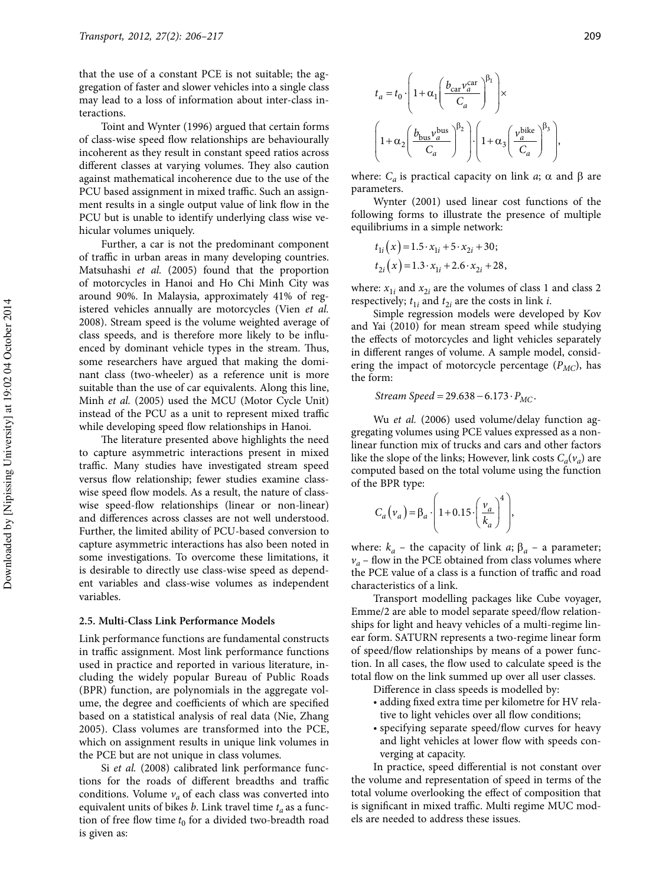that the use of a constant PCE is not suitable; the aggregation of faster and slower vehicles into a single class may lead to a loss of information about inter-class interactions.

Toint and Wynter (1996) argued that certain forms of class-wise speed flow relationships are behaviourally incoherent as they result in constant speed ratios across different classes at varying volumes. They also caution against mathematical incoherence due to the use of the PCU based assignment in mixed traffic. Such an assignment results in a single output value of link flow in the PCU but is unable to identify underlying class wise vehicular volumes uniquely.

Further, a car is not the predominant component of traffic in urban areas in many developing countries. Matsuhashi *et al.* (2005) found that the proportion of motorcycles in Hanoi and Ho Chi Minh City was around 90%. In Malaysia, approximately 41% of registered vehicles annually are motorcycles (Vien *et al.* 2008). Stream speed is the volume weighted average of class speeds, and is therefore more likely to be influenced by dominant vehicle types in the stream. Thus, some researchers have argued that making the dominant class (two-wheeler) as a reference unit is more suitable than the use of car equivalents. Along this line, Minh *et al.* (2005) used the MCU (Motor Cycle Unit) instead of the PCU as a unit to represent mixed traffic while developing speed flow relationships in Hanoi.

The literature presented above highlights the need to capture asymmetric interactions present in mixed traffic. Many studies have investigated stream speed versus flow relationship; fewer studies examine class-wise speed flow models. As a result, the nature of class-wise speed-flow relationships (linear or non-linear) and differences across classes are not well understood. Further, the limited ability of PCU-based conversion to capture asymmetric interactions has also been noted in some investigations. To overcome these limitations, it is desirable to directly use class-wise speed as dependent variables and class-wise volumes as independent variables.

### 2.5. Multi-Class Link Performance Models

Link performance functions are fundamental constructs in traffic assignment. Most link performance functions used in practice and reported in various literature, including the widely popular Bureau of Public Roads (BPR) function, are polynomials in the aggregate volume, the degree and coefficients of which are specified based on a statistical analysis of real data (Nie, Zhang 2005). Class volumes are transformed into the PCE, which on assignment results in unique link volumes in the PCE but are not unique in class volumes.

Si *et al.* (2008) calibrated link performance functions for the roads of different breadths and traffic conditions. Volume $v_a$ of each class was converted into equivalent units of bikes $b$. Link travel time $t_a$ as a function of free flow time $t_0$ for a divided two-breadth road is given as:

$$t_a = t_0 \cdot \left(1 + \alpha_1 \left(\frac{b_{\text{car}} v_a^{\text{car}}}{C_a}\right)^{\beta_1}\right) \times \left(1 + \alpha_2 \left(\frac{b_{\text{bus}} v_a^{\text{bus}}}{C_a}\right)^{\beta_2}\right) \cdot \left(1 + \alpha_3 \left(\frac{v_a^{\text{bike}}}{C_a}\right)^{\beta_3}\right),$$

where: $C_a$ is practical capacity on link $a$; $\alpha$ and $\beta$ are parameters.

Wynter (2001) used linear cost functions of the following forms to illustrate the presence of multiple equilibriums in a simple network:

$$t_{1i}(x) = 1.5 \cdot x_{1i} + 5 \cdot x_{2i} + 30;$$
$$t_{2i}(x) = 1.3 \cdot x_{1i} + 2.6 \cdot x_{2i} + 28,$$

where: $x_{1i}$ and $x_{2i}$ are the volumes of class 1 and class 2 respectively; $t_{1i}$ and $t_{2i}$ are the costs in link $i$.

Simple regression models were developed by Kov and Yai (2010) for mean stream speed while studying the effects of motorcycles and light vehicles separately in different ranges of volume. A sample model, considering the impact of motorcycle percentage ($P_{MC}$), has the form:

$$\textit{Stream Speed} = 29.638 - 6.173 \cdot P_{MC}.$$

Wu *et al.* (2006) used volume/delay function aggregating volumes using PCE values expressed as a nonlinear function mix of trucks and cars and other factors like the slope of the links; However, link costs $C_a(v_a)$ are computed based on the total volume using the function of the BPR type:

$$C_a(v_a) = \beta_a \cdot \left(1 + 0.15 \cdot \left(\frac{v_a}{k_a}\right)^4\right),$$

where: $k_a$ – the capacity of link $a$; $\beta_a$ – a parameter; $v_a$ – flow in the PCE obtained from class volumes where the PCE value of a class is a function of traffic and road characteristics of a link.

Transport modelling packages like Cube voyager, Emme/2 are able to model separate speed/flow relationships for light and heavy vehicles of a multi-regime linear form. SATURN represents a two-regime linear form of speed/flow relationships by means of a power function. In all cases, the flow used to calculate speed is the total flow on the link summed up over all user classes.

Difference in class speeds is modelled by:

- adding fixed extra time per kilometre for HV relative to light vehicles over all flow conditions;
- specifying separate speed/flow curves for heavy and light vehicles at lower flow with speeds converging at capacity.

In practice, speed differential is not constant over the volume and representation of speed in terms of the total volume overlooking the effect of composition that is significant in mixed traffic. Multi regime MUC models are needed to address these issues.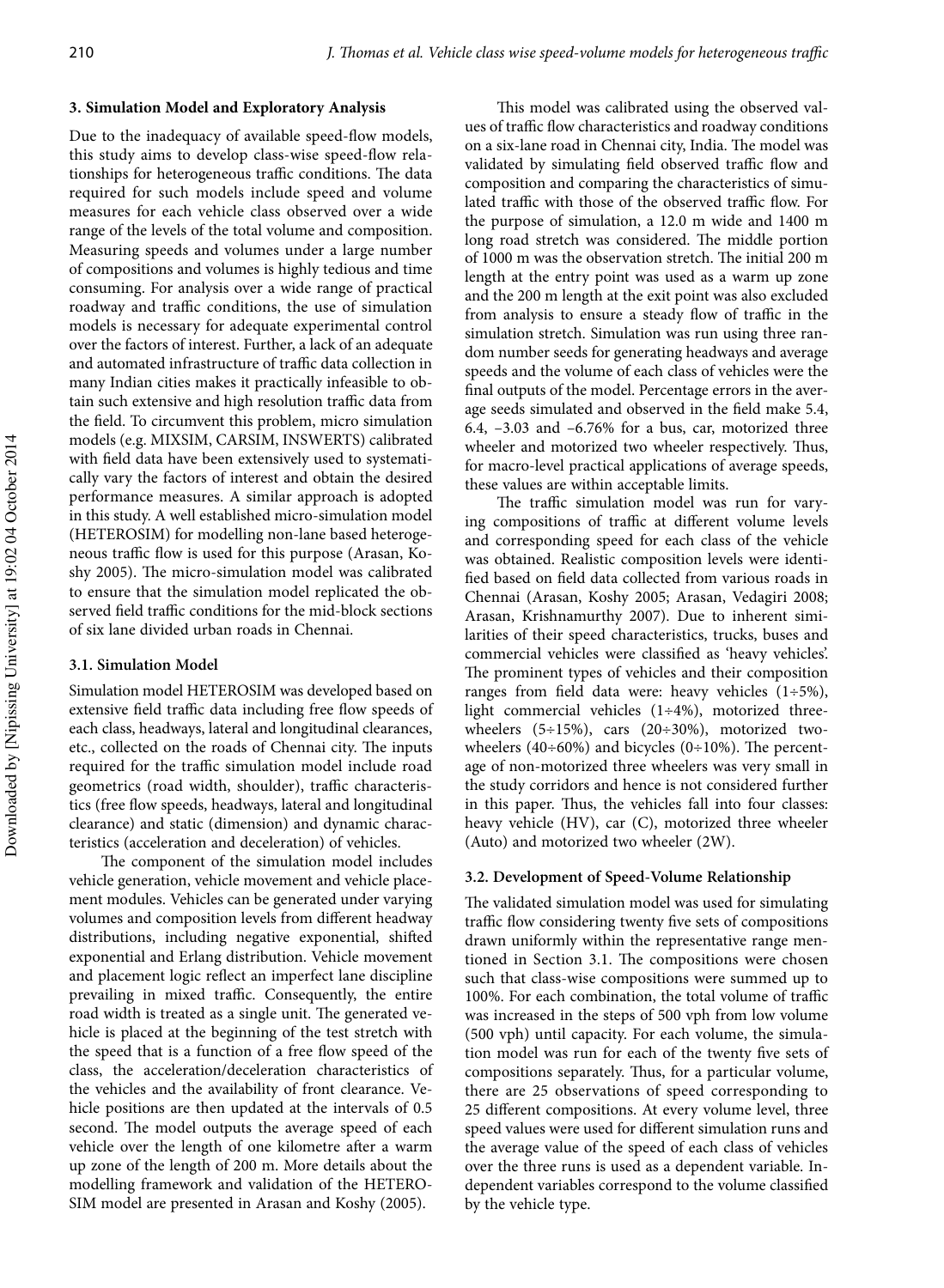### 3. Simulation Model and Exploratory Analysis

Due to the inadequacy of available speed-flow models, this study aims to develop class-wise speed-flow relationships for heterogeneous traffic conditions. The data required for such models include speed and volume measures for each vehicle class observed over a wide range of the levels of the total volume and composition. Measuring speeds and volumes under a large number of compositions and volumes is highly tedious and time consuming. For analysis over a wide range of practical roadway and traffic conditions, the use of simulation models is necessary for adequate experimental control over the factors of interest. Further, a lack of an adequate and automated infrastructure of traffic data collection in many Indian cities makes it practically infeasible to obtain such extensive and high resolution traffic data from the field. To circumvent this problem, micro simulation models (e.g. MIXSIM, CARSIM, INSWERTS) calibrated with field data have been extensively used to systematically vary the factors of interest and obtain the desired performance measures. A similar approach is adopted in this study. A well established micro-simulation model (HETEROSIM) for modelling non-lane based heterogeneous traffic flow is used for this purpose (Arasan, Koshy 2005). The micro-simulation model was calibrated to ensure that the simulation model replicated the observed field traffic conditions for the mid-block sections of six lane divided urban roads in Chennai.

#### 3.1. Simulation Model

Simulation model HETEROSIM was developed based on extensive field traffic data including free flow speeds of each class, headways, lateral and longitudinal clearances, etc., collected on the roads of Chennai city. The inputs required for the traffic simulation model include road geometrics (road width, shoulder), traffic characteristics (free flow speeds, headways, lateral and longitudinal clearance) and static (dimension) and dynamic characteristics (acceleration and deceleration) of vehicles.

The component of the simulation model includes vehicle generation, vehicle movement and vehicle placement modules. Vehicles can be generated under varying volumes and composition levels from different headway distributions, including negative exponential, shifted exponential and Erlang distribution. Vehicle movement and placement logic reflect an imperfect lane discipline prevailing in mixed traffic. Consequently, the entire road width is treated as a single unit. The generated vehicle is placed at the beginning of the test stretch with the speed that is a function of a free flow speed of the class, the acceleration/deceleration characteristics of the vehicles and the availability of front clearance. Vehicle positions are then updated at the intervals of 0.5 second. The model outputs the average speed of each vehicle over the length of one kilometre after a warm up zone of the length of 200 m. More details about the modelling framework and validation of the HETEROSIM model are presented in Arasan and Koshy (2005).

This model was calibrated using the observed values of traffic flow characteristics and roadway conditions on a six-lane road in Chennai city, India. The model was validated by simulating field observed traffic flow and composition and comparing the characteristics of simulated traffic with those of the observed traffic flow. For the purpose of simulation, a 12.0 m wide and 1400 m long road stretch was considered. The middle portion of 1000 m was the observation stretch. The initial 200 m length at the entry point was used as a warm up zone and the 200 m length at the exit point was also excluded from analysis to ensure a steady flow of traffic in the simulation stretch. Simulation was run using three random number seeds for generating headways and average speeds and the volume of each class of vehicles were the final outputs of the model. Percentage errors in the average seeds simulated and observed in the field make 5.4, 6.4, –3.03 and –6.76% for a bus, car, motorized three wheeler and motorized two wheeler respectively. Thus, for macro-level practical applications of average speeds, these values are within acceptable limits.

The traffic simulation model was run for varying compositions of traffic at different volume levels and corresponding speed for each class of the vehicle was obtained. Realistic composition levels were identified based on field data collected from various roads in Chennai (Arasan, Koshy 2005; Arasan, Vedagiri 2008; Arasan, Krishnamurthy 2007). Due to inherent similarities of their speed characteristics, trucks, buses and commercial vehicles were classified as 'heavy vehicles'. The prominent types of vehicles and their composition ranges from field data were: heavy vehicles (1÷5%), light commercial vehicles (1÷4%), motorized three-wheelers (5÷15%), cars (20÷30%), motorized two-wheelers (40÷60%) and bicycles (0÷10%). The percentage of non-motorized three wheelers was very small in the study corridors and hence is not considered further in this paper. Thus, the vehicles fall into four classes: heavy vehicle (HV), car (C), motorized three wheeler (Auto) and motorized two wheeler (2W).

#### 3.2. Development of Speed-Volume Relationship

The validated simulation model was used for simulating traffic flow considering twenty five sets of compositions drawn uniformly within the representative range mentioned in Section 3.1. The compositions were chosen such that class-wise compositions were summed up to 100%. For each combination, the total volume of traffic was increased in the steps of 500 vph from low volume (500 vph) until capacity. For each volume, the simulation model was run for each of the twenty five sets of compositions separately. Thus, for a particular volume, there are 25 observations of speed corresponding to 25 different compositions. At every volume level, three speed values were used for different simulation runs and the average value of the speed of each class of vehicles over the three runs is used as a dependent variable. Independent variables correspond to the volume classified by the vehicle type.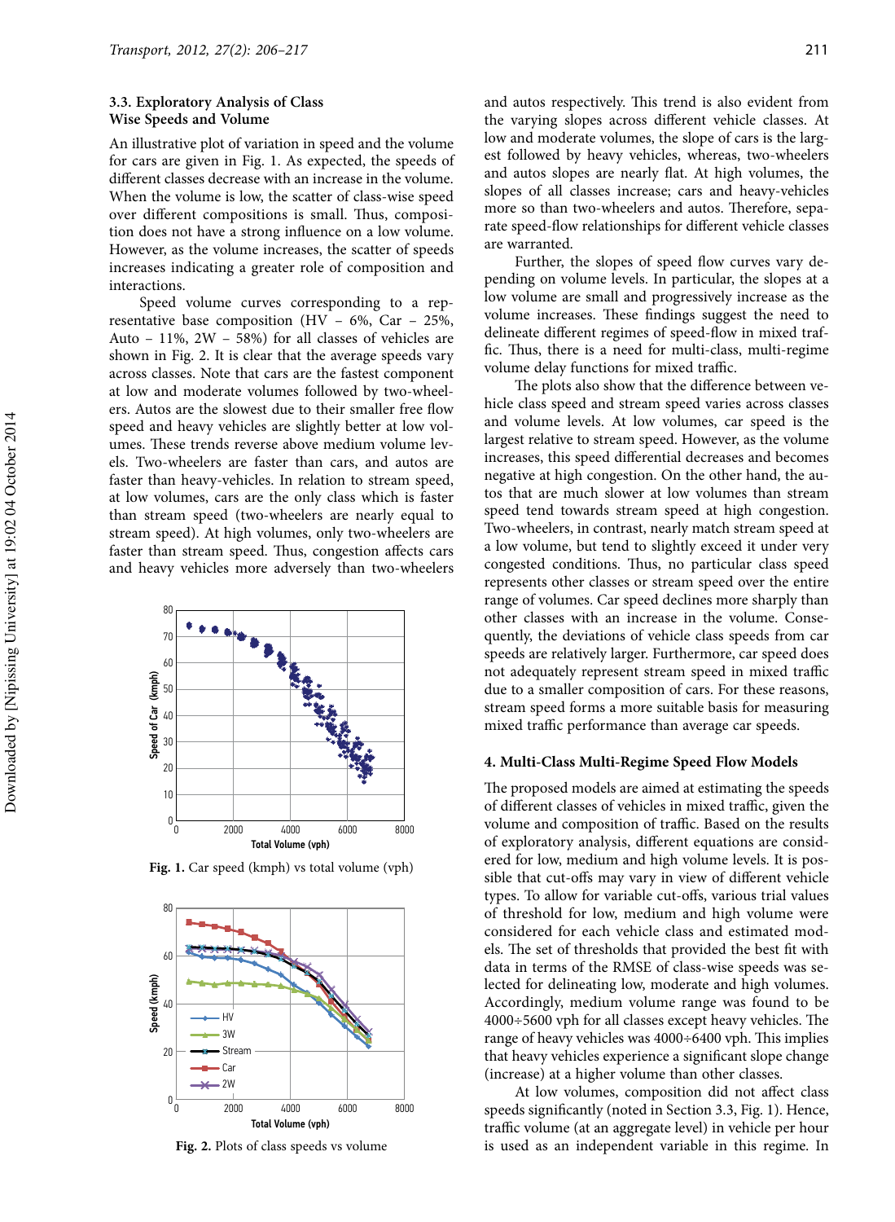### 3.3. Exploratory Analysis of Class Wise Speeds and Volume

An illustrative plot of variation in speed and the volume for cars are given in Fig. 1. As expected, the speeds of different classes decrease with an increase in the volume. When the volume is low, the scatter of class-wise speed over different compositions is small. Thus, composition does not have a strong influence on a low volume. However, as the volume increases, the scatter of speeds increases indicating a greater role of composition and interactions.

Speed volume curves corresponding to a representative base composition (HV – 6%, Car – 25%, Auto – 11%, 2W – 58%) for all classes of vehicles are shown in Fig. 2. It is clear that the average speeds vary across classes. Note that cars are the fastest component at low and moderate volumes followed by two-wheelers. Autos are the slowest due to their smaller free flow speed and heavy vehicles are slightly better at low volumes. These trends reverse above medium volume levels. Two-wheelers are faster than cars, and autos are faster than heavy-vehicles. In relation to stream speed, at low volumes, cars are the only class which is faster than stream speed (two-wheelers are nearly equal to stream speed). At high volumes, only two-wheelers are faster than stream speed. Thus, congestion affects cars and heavy vehicles more adversely than two-wheelers

Fig. 1. Car speed (kmph) vs total volume (vph)

Fig. 2. Plots of class speeds vs volume

and autos respectively. This trend is also evident from the varying slopes across different vehicle classes. At low and moderate volumes, the slope of cars is the largest followed by heavy vehicles, whereas, two-wheelers and autos slopes are nearly flat. At high volumes, the slopes of all classes increase; cars and heavy-vehicles more so than two-wheelers and autos. Therefore, separate speed-flow relationships for different vehicle classes are warranted.

Further, the slopes of speed flow curves vary depending on volume levels. In particular, the slopes at a low volume are small and progressively increase as the volume increases. These findings suggest the need to delineate different regimes of speed-flow in mixed traffic. Thus, there is a need for multi-class, multi-regime volume delay functions for mixed traffic.

The plots also show that the difference between vehicle class speed and stream speed varies across classes and volume levels. At low volumes, car speed is the largest relative to stream speed. However, as the volume increases, this speed differential decreases and becomes negative at high congestion. On the other hand, the autos that are much slower at low volumes than stream speed tend towards stream speed at high congestion. Two-wheelers, in contrast, nearly match stream speed at a low volume, but tend to slightly exceed it under very congested conditions. Thus, no particular class speed represents other classes or stream speed over the entire range of volumes. Car speed declines more sharply than other classes with an increase in the volume. Consequently, the deviations of vehicle class speeds from car speeds are relatively larger. Furthermore, car speed does not adequately represent stream speed in mixed traffic due to a smaller composition of cars. For these reasons, stream speed forms a more suitable basis for measuring mixed traffic performance than average car speeds.

## 4. Multi-Class Multi-Regime Speed Flow Models

The proposed models are aimed at estimating the speeds of different classes of vehicles in mixed traffic, given the volume and composition of traffic. Based on the results of exploratory analysis, different equations are considered for low, medium and high volume levels. It is possible that cut-offs may vary in view of different vehicle types. To allow for variable cut-offs, various trial values of threshold for low, medium and high volume were considered for each vehicle class and estimated models. The set of thresholds that provided the best fit with data in terms of the RMSE of class-wise speeds was selected for delineating low, moderate and high volumes. Accordingly, medium volume range was found to be 4000÷5600 vph for all classes except heavy vehicles. The range of heavy vehicles was 4000÷6400 vph. This implies that heavy vehicles experience a significant slope change (increase) at a higher volume than other classes.

At low volumes, composition did not affect class speeds significantly (noted in Section 3.3, Fig. 1). Hence, traffic volume (at an aggregate level) in vehicle per hour is used as an independent variable in this regime. In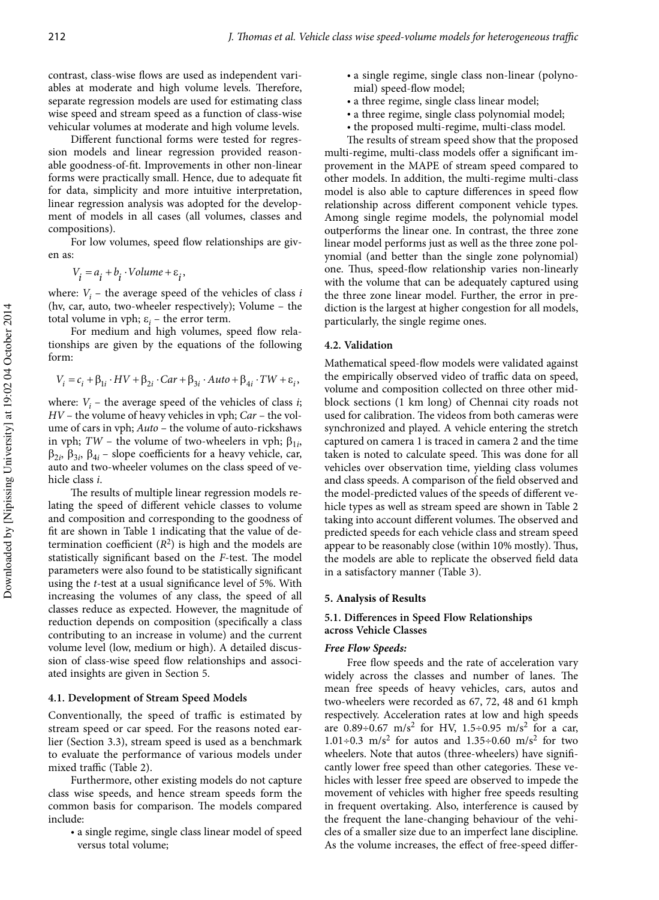contrast, class-wise flows are used as independent variables at moderate and high volume levels. Therefore, separate regression models are used for estimating class wise speed and stream speed as a function of class-wise vehicular volumes at moderate and high volume levels.

Different functional forms were tested for regression models and linear regression provided reasonable goodness-of-fit. Improvements in other non-linear forms were practically small. Hence, due to adequate fit for data, simplicity and more intuitive interpretation, linear regression analysis was adopted for the development of models in all cases (all volumes, classes and compositions).

For low volumes, speed flow relationships are given as:

$$V_i = a_i + b_i \cdot Volume + \varepsilon_i,$$

where: $V_i$ – the average speed of the vehicles of class $i$ (hv, car, auto, two-wheeler respectively); Volume – the total volume in vph; $\varepsilon_i$ – the error term.

For medium and high volumes, speed flow relationships are given by the equations of the following form:

$$V_i = c_i + \beta_{1i} \cdot HV + \beta_{2i} \cdot Car + \beta_{3i} \cdot Auto + \beta_{4i} \cdot TW + \varepsilon_i,$$

where: $V_i$ – the average speed of the vehicles of class $i$; $HV$ – the volume of heavy vehicles in vph; $Car$ – the volume of cars in vph; $Auto$ – the volume of auto-rickshaws in vph; $TW$ – the volume of two-wheelers in vph; $\beta_{1i}$, $\beta_{2i}$, $\beta_{3i}$, $\beta_{4i}$ – slope coefficients for a heavy vehicle, car, auto and two-wheeler volumes on the class speed of vehicle class $i$.

The results of multiple linear regression models relating the speed of different vehicle classes to volume and composition and corresponding to the goodness of fit are shown in Table 1 indicating that the value of determination coefficient ($R^2$) is high and the models are statistically significant based on the $F$-test. The model parameters were also found to be statistically significant using the $t$-test at a usual significance level of 5%. With increasing the volumes of any class, the speed of all classes reduce as expected. However, the magnitude of reduction depends on composition (specifically a class contributing to an increase in volume) and the current volume level (low, medium or high). A detailed discussion of class-wise speed flow relationships and associated insights are given in Section 5.

### 4.1. Development of Stream Speed Models

Conventionally, the speed of traffic is estimated by stream speed or car speed. For the reasons noted earlier (Section 3.3), stream speed is used as a benchmark to evaluate the performance of various models under mixed traffic (Table 2).

Furthermore, other existing models do not capture class wise speeds, and hence stream speeds form the common basis for comparison. The models compared include:

- a single regime, single class linear model of speed versus total volume;
- a single regime, single class non-linear (polynomial) speed-flow model;
- a three regime, single class linear model;
- a three regime, single class polynomial model;
- the proposed multi-regime, multi-class model.

The results of stream speed show that the proposed multi-regime, multi-class models offer a significant improvement in the MAPE of stream speed compared to other models. In addition, the multi-regime multi-class model is also able to capture differences in speed flow relationship across different component vehicle types. Among single regime models, the polynomial model outperforms the linear one. In contrast, the three zone linear model performs just as well as the three zone polynomial (and better than the single zone polynomial) one. Thus, speed-flow relationship varies non-linearly with the volume that can be adequately captured using the three zone linear model. Further, the error in prediction is the largest at higher congestion for all models, particularly, the single regime ones.

### 4.2. Validation

Mathematical speed-flow models were validated against the empirically observed video of traffic data on speed, volume and composition collected on three other mid-block sections (1 km long) of Chennai city roads not used for calibration. The videos from both cameras were synchronized and played. A vehicle entering the stretch captured on camera 1 is traced in camera 2 and the time taken is noted to calculate speed. This was done for all vehicles over observation time, yielding class volumes and class speeds. A comparison of the field observed and the model-predicted values of the speeds of different vehicle types as well as stream speed are shown in Table 2 taking into account different volumes. The observed and predicted speeds for each vehicle class and stream speed appear to be reasonably close (within 10% mostly). Thus, the models are able to replicate the observed field data in a satisfactory manner (Table 3).

## 5. Analysis of Results

### 5.1. Differences in Speed Flow Relationships across Vehicle Classes

***Free Flow Speeds:***

Free flow speeds and the rate of acceleration vary widely across the classes and number of lanes. The mean free speeds of heavy vehicles, cars, autos and two-wheelers were recorded as 67, 72, 48 and 61 kmph respectively. Acceleration rates at low and high speeds are 0.89÷0.67 $m/s^2$ for HV, 1.5÷0.95 $m/s^2$ for a car, 1.01÷0.3 $m/s^2$ for autos and 1.35÷0.60 $m/s^2$ for two wheelers. Note that autos (three-wheelers) have significantly lower free speed than other categories. These vehicles with lesser free speed are observed to impede the movement of vehicles with higher free speeds resulting in frequent overtaking. Also, interference is caused by the frequent the lane-changing behaviour of the vehicles of a smaller size due to an imperfect lane discipline. As the volume increases, the effect of free-speed differ-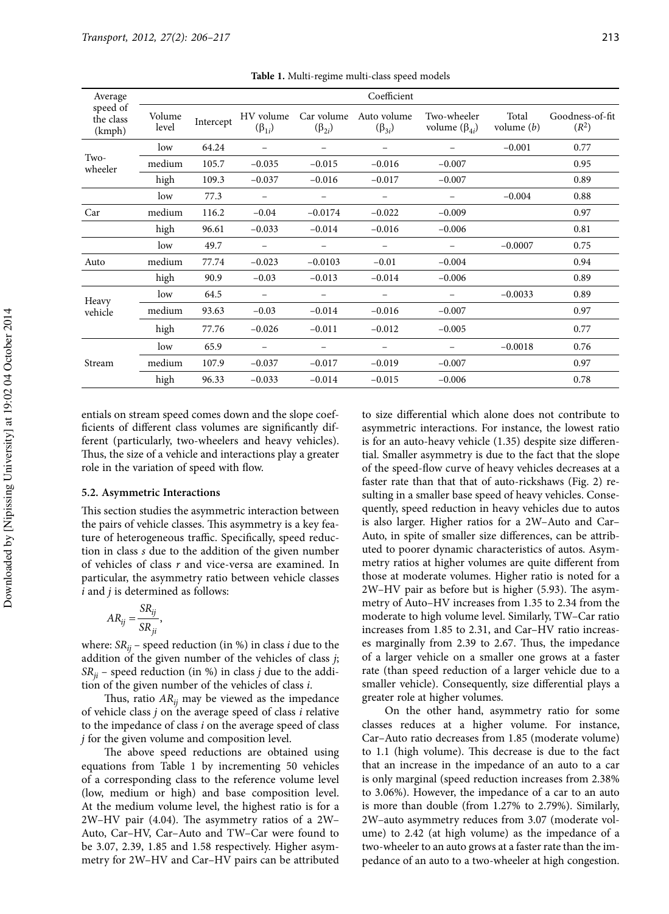**Table 1.** Multi-regime multi-class speed models

| Average speed of the class (kmph) | Coefficient | | | | | | | |
|---|---|---|---|---|---|---|---|---|
| | Volume level | Intercept | HV volume ($\beta_{1i}$) | Car volume ($\beta_{2i}$) | Auto volume ($\beta_{3i}$) | Two-wheeler volume ($\beta_{4i}$) | Total volume ($b$) | Goodness-of-fit ($R^2$) |
| Two-wheeler | low | 64.24 | – | – | – | – | –0.001 | 0.77 |
| | medium | 105.7 | –0.035 | –0.015 | –0.016 | –0.007 | | 0.95 |
| | high | 109.3 | –0.037 | –0.016 | –0.017 | –0.007 | | 0.89 |
| Car | low | 77.3 | – | – | – | – | –0.004 | 0.88 |
| | medium | 116.2 | –0.04 | –0.0174 | –0.022 | –0.009 | | 0.97 |
| | high | 96.61 | –0.033 | –0.014 | –0.016 | –0.006 | | 0.81 |
| Auto | low | 49.7 | – | – | – | – | –0.0007 | 0.75 |
| | medium | 77.74 | –0.023 | –0.0103 | –0.01 | –0.004 | | 0.94 |
| | high | 90.9 | –0.03 | –0.013 | –0.014 | –0.006 | | 0.89 |
| Heavy vehicle | low | 64.5 | – | – | – | – | –0.0033 | 0.89 |
| | medium | 93.63 | –0.03 | –0.014 | –0.016 | –0.007 | | 0.97 |
| | high | 77.76 | –0.026 | –0.011 | –0.012 | –0.005 | | 0.77 |
| Stream | low | 65.9 | – | – | – | – | –0.0018 | 0.76 |
| | medium | 107.9 | –0.037 | –0.017 | –0.019 | –0.007 | | 0.97 |
| | high | 96.33 | –0.033 | –0.014 | –0.015 | –0.006 | | 0.78 |

entials on stream speed comes down and the slope coefficients of different class volumes are significantly different (particularly, two-wheelers and heavy vehicles). Thus, the size of a vehicle and interactions play a greater role in the variation of speed with flow.

### 5.2. Asymmetric Interactions

This section studies the asymmetric interaction between the pairs of vehicle classes. This asymmetry is a key feature of heterogeneous traffic. Specifically, speed reduction in class $s$ due to the addition of the given number of vehicles of class $r$ and vice-versa are examined. In particular, the asymmetry ratio between vehicle classes $i$ and $j$ is determined as follows:

$$AR_{ij} = \frac{SR_{ij}}{SR_{ji}},$$

where: $SR_{ij}$ – speed reduction (in %) in class $i$ due to the addition of the given number of the vehicles of class $j$; $SR_{ji}$ – speed reduction (in %) in class $j$ due to the addition of the given number of the vehicles of class $i$.

Thus, ratio $AR_{ij}$ may be viewed as the impedance of vehicle class $j$ on the average speed of class $i$ relative to the impedance of class $i$ on the average speed of class $j$ for the given volume and composition level.

The above speed reductions are obtained using equations from Table 1 by incrementing 50 vehicles of a corresponding class to the reference volume level (low, medium or high) and base composition level. At the medium volume level, the highest ratio is for a 2W–HV pair (4.04). The asymmetry ratios of a 2W–Auto, Car–HV, Car–Auto and TW–Car were found to be 3.07, 2.39, 1.85 and 1.58 respectively. Higher asymmetry for 2W–HV and Car–HV pairs can be attributed to size differential which alone does not contribute to asymmetric interactions. For instance, the lowest ratio is for an auto-heavy vehicle (1.35) despite size differential. Smaller asymmetry is due to the fact that the slope of the speed-flow curve of heavy vehicles decreases at a faster rate than that that of auto-rickshaws (Fig. 2) resulting in a smaller base speed of heavy vehicles. Consequently, speed reduction in heavy vehicles due to autos is also larger. Higher ratios for a 2W–Auto and Car–Auto, in spite of smaller size differences, can be attributed to poorer dynamic characteristics of autos. Asymmetry ratios at higher volumes are quite different from those at moderate volumes. Higher ratio is noted for a 2W–HV pair as before but is higher (5.93). The asymmetry of Auto–HV increases from 1.35 to 2.34 from the moderate to high volume level. Similarly, TW–Car ratio increases from 1.85 to 2.31, and Car–HV ratio increases marginally from 2.39 to 2.67. Thus, the impedance of a larger vehicle on a smaller one grows at a faster rate (than speed reduction of a larger vehicle due to a smaller vehicle). Consequently, size differential plays a greater role at higher volumes.

On the other hand, asymmetry ratio for some classes reduces at a higher volume. For instance, Car–Auto ratio decreases from 1.85 (moderate volume) to 1.1 (high volume). This decrease is due to the fact that an increase in the impedance of an auto to a car is only marginal (speed reduction increases from 2.38% to 3.06%). However, the impedance of a car to an auto is more than double (from 1.27% to 2.79%). Similarly, 2W–auto asymmetry reduces from 3.07 (moderate volume) to 2.42 (at high volume) as the impedance of a two-wheeler to an auto grows at a faster rate than the impedance of an auto to a two-wheeler at high congestion.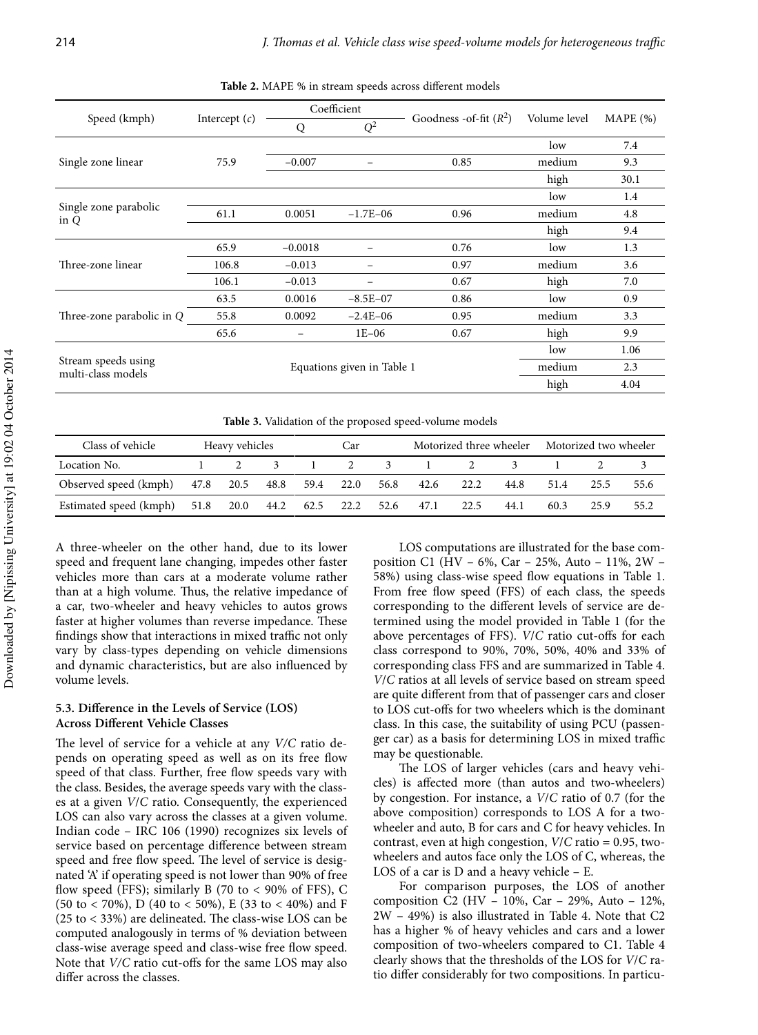**Table 2.** MAPE % in stream speeds across different models

| Speed (kmph) | Intercept ($c$) | Coefficient | | Goodness -of-fit ($R^2$) | Volume level | MAPE (%) |
|---|---|---|---|---|---|---|
| | | Q | $Q^2$ | | | |
| Single zone linear | 75.9 | −0.007 | – | 0.85 | low | 7.4 |
| | | | | | medium | 9.3 |
| | | | | | high | 30.1 |
| Single zone parabolic in $Q$ | 61.1 | 0.0051 | −1.7E−06 | 0.96 | low | 1.4 |
| | | | | | medium | 4.8 |
| | | | | | high | 9.4 |
| Three-zone linear | 65.9 | −0.0018 | – | 0.76 | low | 1.3 |
| | 106.8 | −0.013 | – | 0.97 | medium | 3.6 |
| | 106.1 | −0.013 | – | 0.67 | high | 7.0 |
| Three-zone parabolic in $Q$ | 63.5 | 0.0016 | −8.5E−07 | 0.86 | low | 0.9 |
| | 55.8 | 0.0092 | −2.4E−06 | 0.95 | medium | 3.3 |
| | 65.6 | – | 1E−06 | 0.67 | high | 9.9 |
| Stream speeds using multi-class models | Equations given in Table 1 | | | | low | 1.06 |
| | | | | | medium | 2.3 |
| | | | | | high | 4.04 |

**Table 3.** Validation of the proposed speed-volume models

| Class of vehicle | Heavy vehicles | | | Car | | | Motorized three wheeler | | | Motorized two wheeler | | |
|---|---|---|---|---|---|---|---|---|---|---|---|---|
| Location No. | 1 | 2 | 3 | 1 | 2 | 3 | 1 | 2 | 3 | 1 | 2 | 3 |
| Observed speed (kmph) | 47.8 | 20.5 | 48.8 | 59.4 | 22.0 | 56.8 | 42.6 | 22.2 | 44.8 | 51.4 | 25.5 | 55.6 |
| Estimated speed (kmph) | 51.8 | 20.0 | 44.2 | 62.5 | 22.2 | 52.6 | 47.1 | 22.5 | 44.1 | 60.3 | 25.9 | 55.2 |

A three-wheeler on the other hand, due to its lower speed and frequent lane changing, impedes other faster vehicles more than cars at a moderate volume rather than at a high volume. Thus, the relative impedance of a car, two-wheeler and heavy vehicles to autos grows faster at higher volumes than reverse impedance. These findings show that interactions in mixed traffic not only vary by class-types depending on vehicle dimensions and dynamic characteristics, but are also influenced by volume levels.

### 5.3. Difference in the Levels of Service (LOS) Across Different Vehicle Classes

The level of service for a vehicle at any $V/C$ ratio depends on operating speed as well as on its free flow speed of that class. Further, free flow speeds vary with the class. Besides, the average speeds vary with the classes at a given $V/C$ ratio. Consequently, the experienced LOS can also vary across the classes at a given volume. Indian code – IRC 106 (1990) recognizes six levels of service based on percentage difference between stream speed and free flow speed. The level of service is designated 'A' if operating speed is not lower than 90% of free flow speed (FFS); similarly B (70 to < 90% of FFS), C (50 to < 70%), D (40 to < 50%), E (33 to < 40%) and F (25 to < 33%) are delineated. The class-wise LOS can be computed analogously in terms of % deviation between class-wise average speed and class-wise free flow speed. Note that $V/C$ ratio cut-offs for the same LOS may also differ across the classes.

LOS computations are illustrated for the base composition C1 (HV – 6%, Car – 25%, Auto – 11%, 2W – 58%) using class-wise speed flow equations in Table 1. From free flow speed (FFS) of each class, the speeds corresponding to the different levels of service are determined using the model provided in Table 1 (for the above percentages of FFS). $V/C$ ratio cut-offs for each class correspond to 90%, 70%, 50%, 40% and 33% of corresponding class FFS and are summarized in Table 4. $V/C$ ratios at all levels of service based on stream speed are quite different from that of passenger cars and closer to LOS cut-offs for two wheelers which is the dominant class. In this case, the suitability of using PCU (passenger car) as a basis for determining LOS in mixed traffic may be questionable.

The LOS of larger vehicles (cars and heavy vehicles) is affected more (than autos and two-wheelers) by congestion. For instance, a $V/C$ ratio of 0.7 (for the above composition) corresponds to LOS A for a two-wheeler and auto, B for cars and C for heavy vehicles. In contrast, even at high congestion, $V/C$ ratio = 0.95, two-wheelers and autos face only the LOS of C, whereas, the LOS of a car is D and a heavy vehicle – E.

For comparison purposes, the LOS of another composition C2 (HV – 10%, Car – 29%, Auto – 12%, 2W – 49%) is also illustrated in Table 4. Note that C2 has a higher % of heavy vehicles and cars and a lower composition of two-wheelers compared to C1. Table 4 clearly shows that the thresholds of the LOS for $V/C$ ratio differ considerably for two compositions. In particu-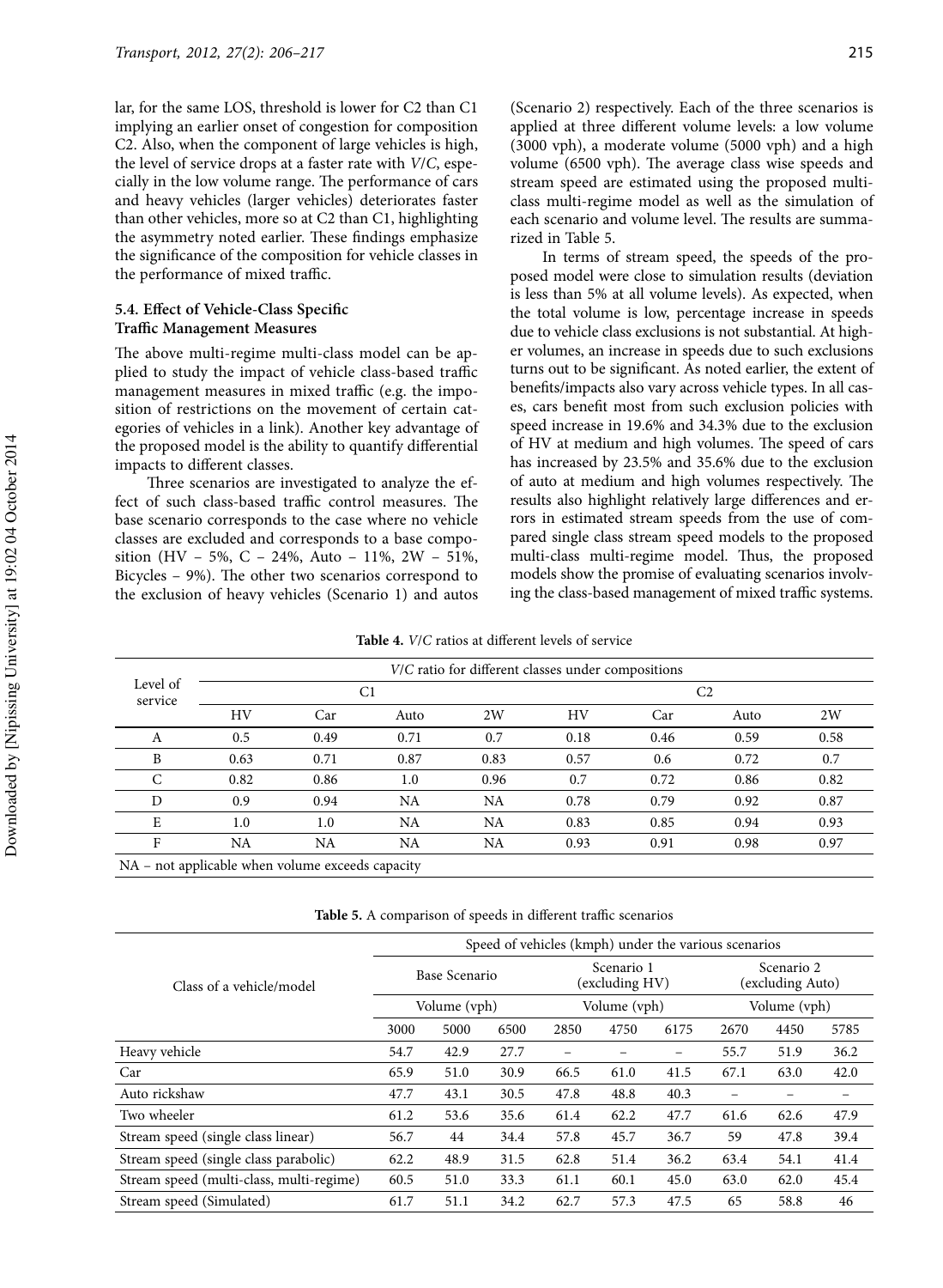lar, for the same LOS, threshold is lower for C2 than C1 implying an earlier onset of congestion for composition C2. Also, when the component of large vehicles is high, the level of service drops at a faster rate with *V*/*C*, especially in the low volume range. The performance of cars and heavy vehicles (larger vehicles) deteriorates faster than other vehicles, more so at C2 than C1, highlighting the asymmetry noted earlier. These findings emphasize the significance of the composition for vehicle classes in the performance of mixed traffic.

### 5.4. Effect of Vehicle-Class Specific Traffic Management Measures

The above multi-regime multi-class model can be applied to study the impact of vehicle class-based traffic management measures in mixed traffic (e.g. the imposition of restrictions on the movement of certain categories of vehicles in a link). Another key advantage of the proposed model is the ability to quantify differential impacts to different classes.

Three scenarios are investigated to analyze the effect of such class-based traffic control measures. The base scenario corresponds to the case where no vehicle classes are excluded and corresponds to a base composition (HV – 5%, C – 24%, Auto – 11%, 2W – 51%, Bicycles – 9%). The other two scenarios correspond to the exclusion of heavy vehicles (Scenario 1) and autos (Scenario 2) respectively. Each of the three scenarios is applied at three different volume levels: a low volume (3000 vph), a moderate volume (5000 vph) and a high volume (6500 vph). The average class wise speeds and stream speed are estimated using the proposed multi-class multi-regime model as well as the simulation of each scenario and volume level. The results are summarized in Table 5.

In terms of stream speed, the speeds of the proposed model were close to simulation results (deviation is less than 5% at all volume levels). As expected, when the total volume is low, percentage increase in speeds due to vehicle class exclusions is not substantial. At higher volumes, an increase in speeds due to such exclusions turns out to be significant. As noted earlier, the extent of benefits/impacts also vary across vehicle types. In all cases, cars benefit most from such exclusion policies with speed increase in 19.6% and 34.3% due to the exclusion of HV at medium and high volumes. The speed of cars has increased by 23.5% and 35.6% due to the exclusion of auto at medium and high volumes respectively. The results also highlight relatively large differences and errors in estimated stream speeds from the use of compared single class stream speed models to the proposed multi-class multi-regime model. Thus, the proposed models show the promise of evaluating scenarios involving the class-based management of mixed traffic systems.

**Table 4.** *V*/*C* ratios at different levels of service

| Level of service | *V*/*C* ratio for different classes under compositions | | | | | | | |
|---|---|---|---|---|---|---|---|---|
| | C1 | | | | C2 | | | |
| | HV | Car | Auto | 2W | HV | Car | Auto | 2W |
| A | 0.5 | 0.49 | 0.71 | 0.7 | 0.18 | 0.46 | 0.59 | 0.58 |
| B | 0.63 | 0.71 | 0.87 | 0.83 | 0.57 | 0.6 | 0.72 | 0.7 |
| C | 0.82 | 0.86 | 1.0 | 0.96 | 0.7 | 0.72 | 0.86 | 0.82 |
| D | 0.9 | 0.94 | NA | NA | 0.78 | 0.79 | 0.92 | 0.87 |
| E | 1.0 | 1.0 | NA | NA | 0.83 | 0.85 | 0.94 | 0.93 |
| F | NA | NA | NA | NA | 0.93 | 0.91 | 0.98 | 0.97 |

NA – not applicable when volume exceeds capacity

**Table 5.** A comparison of speeds in different traffic scenarios

| Class of a vehicle/model | Speed of vehicles (kmph) under the various scenarios | | | | | | | | |
|---|---|---|---|---|---|---|---|---|---|
| | Base Scenario | | | Scenario 1 (excluding HV) | | | Scenario 2 (excluding Auto) | | |
| | Volume (vph) | | | Volume (vph) | | | Volume (vph) | | |
| | 3000 | 5000 | 6500 | 2850 | 4750 | 6175 | 2670 | 4450 | 5785 |
| Heavy vehicle | 54.7 | 42.9 | 27.7 | – | – | – | 55.7 | 51.9 | 36.2 |
| Car | 65.9 | 51.0 | 30.9 | 66.5 | 61.0 | 41.5 | 67.1 | 63.0 | 42.0 |
| Auto rickshaw | 47.7 | 43.1 | 30.5 | 47.8 | 48.8 | 40.3 | – | – | – |
| Two wheeler | 61.2 | 53.6 | 35.6 | 61.4 | 62.2 | 47.7 | 61.6 | 62.6 | 47.9 |
| Stream speed (single class linear) | 56.7 | 44 | 34.4 | 57.8 | 45.7 | 36.7 | 59 | 47.8 | 39.4 |
| Stream speed (single class parabolic) | 62.2 | 48.9 | 31.5 | 62.8 | 51.4 | 36.2 | 63.4 | 54.1 | 41.4 |
| Stream speed (multi-class, multi-regime) | 60.5 | 51.0 | 33.3 | 61.1 | 60.1 | 45.0 | 63.0 | 62.0 | 45.4 |
| Stream speed (Simulated) | 61.7 | 51.1 | 34.2 | 62.7 | 57.3 | 47.5 | 65 | 58.8 | 46 |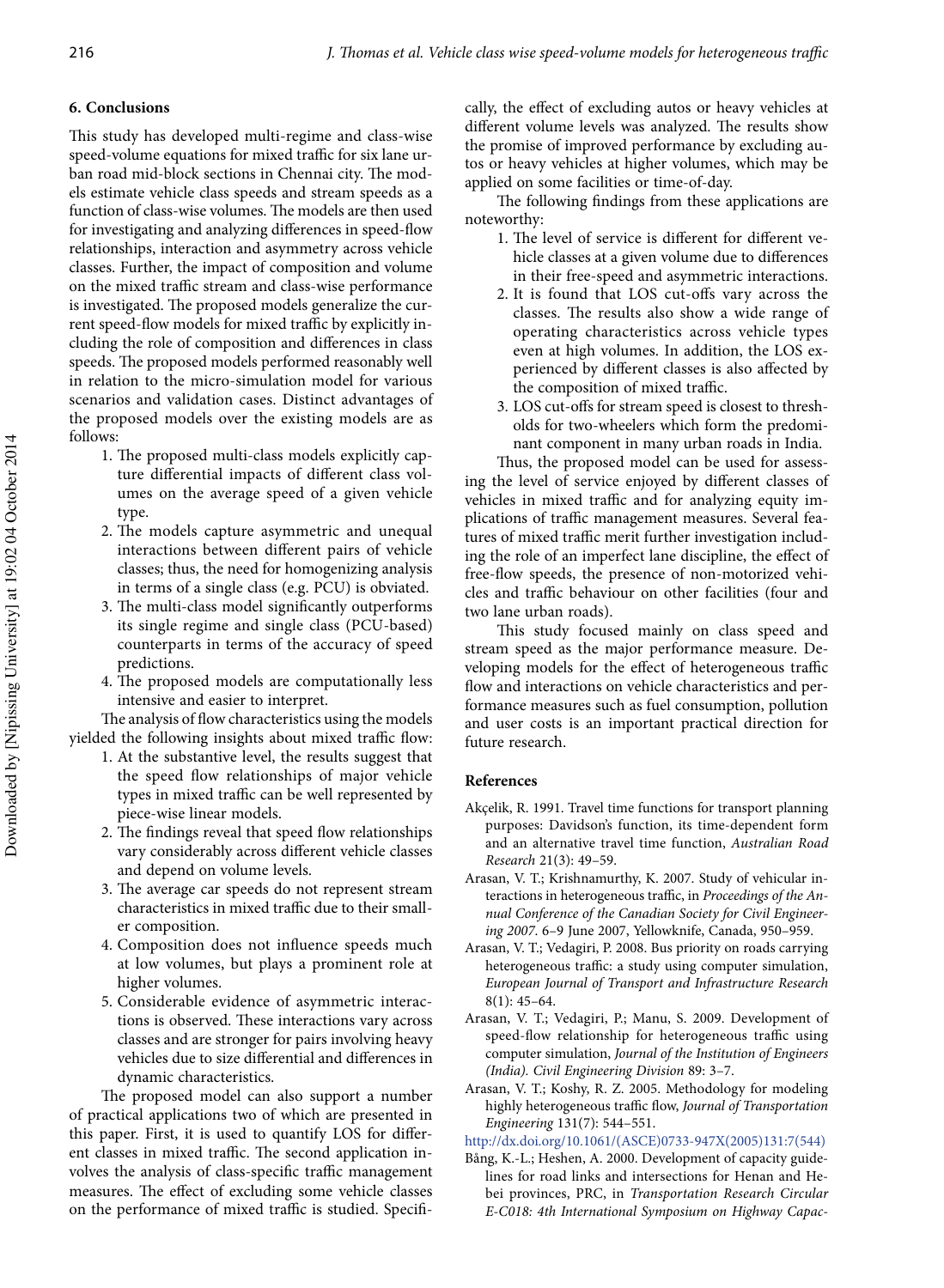## 6. Conclusions

This study has developed multi-regime and class-wise speed-volume equations for mixed traffic for six lane urban road mid-block sections in Chennai city. The models estimate vehicle class speeds and stream speeds as a function of class-wise volumes. The models are then used for investigating and analyzing differences in speed-flow relationships, interaction and asymmetry across vehicle classes. Further, the impact of composition and volume on the mixed traffic stream and class-wise performance is investigated. The proposed models generalize the current speed-flow models for mixed traffic by explicitly including the role of composition and differences in class speeds. The proposed models performed reasonably well in relation to the micro-simulation model for various scenarios and validation cases. Distinct advantages of the proposed models over the existing models are as follows:

1. The proposed multi-class models explicitly capture differential impacts of different class volumes on the average speed of a given vehicle type.
2. The models capture asymmetric and unequal interactions between different pairs of vehicle classes; thus, the need for homogenizing analysis in terms of a single class (e.g. PCU) is obviated.
3. The multi-class model significantly outperforms its single regime and single class (PCU-based) counterparts in terms of the accuracy of speed predictions.
4. The proposed models are computationally less intensive and easier to interpret.

The analysis of flow characteristics using the models yielded the following insights about mixed traffic flow:

1. At the substantive level, the results suggest that the speed flow relationships of major vehicle types in mixed traffic can be well represented by piece-wise linear models.
2. The findings reveal that speed flow relationships vary considerably across different vehicle classes and depend on volume levels.
3. The average car speeds do not represent stream characteristics in mixed traffic due to their smaller composition.
4. Composition does not influence speeds much at low volumes, but plays a prominent role at higher volumes.
5. Considerable evidence of asymmetric interactions is observed. These interactions vary across classes and are stronger for pairs involving heavy vehicles due to size differential and differences in dynamic characteristics.

The proposed model can also support a number of practical applications two of which are presented in this paper. First, it is used to quantify LOS for different classes in mixed traffic. The second application involves the analysis of class-specific traffic management measures. The effect of excluding some vehicle classes on the performance of mixed traffic is studied. Specifically, the effect of excluding autos or heavy vehicles at different volume levels was analyzed. The results show the promise of improved performance by excluding autos or heavy vehicles at higher volumes, which may be applied on some facilities or time-of-day.

The following findings from these applications are noteworthy:

1. The level of service is different for different vehicle classes at a given volume due to differences in their free-speed and asymmetric interactions.
2. It is found that LOS cut-offs vary across the classes. The results also show a wide range of operating characteristics across vehicle types even at high volumes. In addition, the LOS experienced by different classes is also affected by the composition of mixed traffic.
3. LOS cut-offs for stream speed is closest to thresholds for two-wheelers which form the predominant component in many urban roads in India.

Thus, the proposed model can be used for assessing the level of service enjoyed by different classes of vehicles in mixed traffic and for analyzing equity implications of traffic management measures. Several features of mixed traffic merit further investigation including the role of an imperfect lane discipline, the effect of free-flow speeds, the presence of non-motorized vehicles and traffic behaviour on other facilities (four and two lane urban roads).

This study focused mainly on class speed and stream speed as the major performance measure. Developing models for the effect of heterogeneous traffic flow and interactions on vehicle characteristics and performance measures such as fuel consumption, pollution and user costs is an important practical direction for future research.

## References

Akçelik, R. 1991. Travel time functions for transport planning purposes: Davidson's function, its time-dependent form and an alternative travel time function, *Australian Road Research* 21(3): 49–59.

Arasan, V. T.; Krishnamurthy, K. 2007. Study of vehicular interactions in heterogeneous traffic, in *Proceedings of the Annual Conference of the Canadian Society for Civil Engineering 2007*. 6–9 June 2007, Yellowknife, Canada, 950–959.

Arasan, V. T.; Vedagiri, P. 2008. Bus priority on roads carrying heterogeneous traffic: a study using computer simulation, *European Journal of Transport and Infrastructure Research* 8(1): 45–64.

Arasan, V. T.; Vedagiri, P.; Manu, S. 2009. Development of speed-flow relationship for heterogeneous traffic using computer simulation, *Journal of the Institution of Engineers (India). Civil Engineering Division* 89: 3–7.

Arasan, V. T.; Koshy, R. Z. 2005. Methodology for modeling highly heterogeneous traffic flow, *Journal of Transportation Engineering* 131(7): 544–551. http://dx.doi.org/10.1061/(ASCE)0733-947X(2005)131:7(544)

Bång, K.-L.; Heshen, A. 2000. Development of capacity guidelines for road links and intersections for Henan and Hebei provinces, PRC, in *Transportation Research Circular E-C018: 4th International Symposium on Highway Capac-*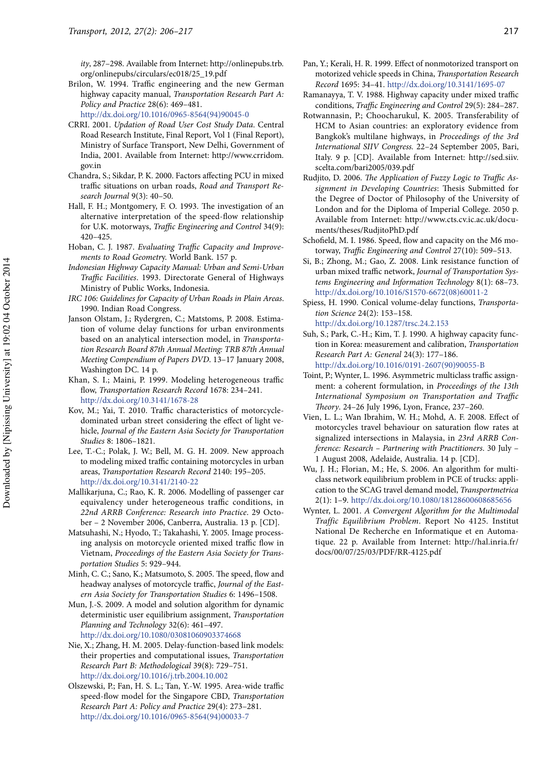*ity*, 287–298. Available from Internet: http://onlinepubs.trb.org/onlinepubs/circulars/ec018/25_19.pdf

Brilon, W. 1994. Traffic engineering and the new German highway capacity manual, *Transportation Research Part A: Policy and Practice* 28(6): 469–481. http://dx.doi.org/10.1016/0965-8564(94)90045-0

CRRI. 2001. *Updation of Road User Cost Study Data*. Central Road Research Institute, Final Report, Vol 1 (Final Report), Ministry of Surface Transport, New Delhi, Government of India, 2001. Available from Internet: http://www.crridom.gov.in

Chandra, S.; Sikdar, P. K. 2000. Factors affecting PCU in mixed traffic situations on urban roads, *Road and Transport Research Journal* 9(3): 40–50.

Hall, F. H.; Montgomery, F. O. 1993. The investigation of an alternative interpretation of the speed-flow relationship for U.K. motorways, *Traffic Engineering and Control* 34(9): 420–425.

Hoban, C. J. 1987. *Evaluating Traffic Capacity and Improvements to Road Geometry*. World Bank. 157 p.

*Indonesian Highway Capacity Manual: Urban and Semi-Urban Traffic Facilities*. 1993. Directorate General of Highways Ministry of Public Works, Indonesia.

*IRC 106: Guidelines for Capacity of Urban Roads in Plain Areas*. 1990. Indian Road Congress.

Janson Olstam, J.; Rydergren, C.; Matstoms, P. 2008. Estimation of volume delay functions for urban environments based on an analytical intersection model, in *Transportation Research Board 87th Annual Meeting: TRB 87th Annual Meeting Compendium of Papers DVD*. 13–17 January 2008, Washington DC. 14 p.

Khan, S. I.; Maini, P. 1999. Modeling heterogeneous traffic flow, *Transportation Research Record* 1678: 234–241. http://dx.doi.org/10.3141/1678-28

Kov, M.; Yai, T. 2010. Traffic characteristics of motorcycle-dominated urban street considering the effect of light vehicle, *Journal of the Eastern Asia Society for Transportation Studies* 8: 1806–1821.

Lee, T.-C.; Polak, J. W.; Bell, M. G. H. 2009. New approach to modeling mixed traffic containing motorcycles in urban areas, *Transportation Research Record* 2140: 195–205. http://dx.doi.org/10.3141/2140-22

Mallikarjuna, C.; Rao, K. R. 2006. Modelling of passenger car equivalency under heterogeneous traffic conditions, in *22nd ARRB Conference: Research into Practice*. 29 October – 2 November 2006, Canberra, Australia. 13 p. [CD].

Matsuhashi, N.; Hyodo, T.; Takahashi, Y. 2005. Image processing analysis on motorcycle oriented mixed traffic flow in Vietnam, *Proceedings of the Eastern Asia Society for Transportation Studies* 5: 929–944.

Minh, C. C.; Sano, K.; Matsumoto, S. 2005. The speed, flow and headway analyses of motorcycle traffic, *Journal of the Eastern Asia Society for Transportation Studies* 6: 1496–1508.

Mun, J.-S. 2009. A model and solution algorithm for dynamic deterministic user equilibrium assignment, *Transportation Planning and Technology* 32(6): 461–497. http://dx.doi.org/10.1080/03081060903374668

Nie, X.; Zhang, H. M. 2005. Delay-function-based link models: their properties and computational issues, *Transportation Research Part B: Methodological* 39(8): 729–751. http://dx.doi.org/10.1016/j.trb.2004.10.002

Olszewski, P.; Fan, H. S. L.; Tan, Y.-W. 1995. Area-wide traffic speed-flow model for the Singapore CBD, *Transportation Research Part A: Policy and Practice* 29(4): 273–281. http://dx.doi.org/10.1016/0965-8564(94)00033-7

Pan, Y.; Kerali, H. R. 1999. Effect of nonmotorized transport on motorized vehicle speeds in China, *Transportation Research Record* 1695: 34–41. http://dx.doi.org/10.3141/1695-07

Ramanayya, T. V. 1988. Highway capacity under mixed traffic conditions, *Traffic Engineering and Control* 29(5): 284–287.

Rotwannasin, P.; Choocharukul, K. 2005. Transferability of HCM to Asian countries: an exploratory evidence from Bangkok's multilane highways, in *Proceedings of the 3rd International SIIV Congress*. 22–24 September 2005, Bari, Italy. 9 p. [CD]. Available from Internet: http://sed.siiv.scelta.com/bari2005/039.pdf

Rudjito, D. 2006. *The Application of Fuzzy Logic to Traffic Assignment in Developing Countries*: Thesis Submitted for the Degree of Doctor of Philosophy of the University of London and for the Diploma of Imperial College. 2050 p. Available from Internet: http://www.cts.cv.ic.ac.uk/documents/theses/RudjitoPhD.pdf

Schofield, M. I. 1986. Speed, flow and capacity on the M6 motorway, *Traffic Engineering and Control* 27(10): 509–513.

Si, B.; Zhong, M.; Gao, Z. 2008. Link resistance function of urban mixed traffic network, *Journal of Transportation Systems Engineering and Information Technology* 8(1): 68–73. http://dx.doi.org/10.1016/S1570-6672(08)60011-2

Spiess, H. 1990. Conical volume-delay functions, *Transportation Science* 24(2): 153–158. http://dx.doi.org/10.1287/trsc.24.2.153

Suh, S.; Park, C.-H.; Kim, T. J. 1990. A highway capacity function in Korea: measurement and calibration, *Transportation Research Part A: General* 24(3): 177–186. http://dx.doi.org/10.1016/0191-2607(90)90055-B

Toint, P.; Wynter, L. 1996. Asymmetric multiclass traffic assignment: a coherent formulation, in *Proceedings of the 13th International Symposium on Transportation and Traffic Theory*. 24–26 July 1996, Lyon, France, 237–260.

Vien, L. L.; Wan Ibrahim, W. H.; Mohd, A. F. 2008. Effect of motorcycles travel behaviour on saturation flow rates at signalized intersections in Malaysia, in *23rd ARRB Conference: Research – Partnering with Practitioners*. 30 July – 1 August 2008, Adelaide, Australia. 14 p. [CD].

Wu, J. H.; Florian, M.; He, S. 2006. An algorithm for multi-class network equilibrium problem in PCE of trucks: application to the SCAG travel demand model, *Transportmetrica* 2(1): 1–9. http://dx.doi.org/10.1080/18128600608685656

Wynter, L. 2001. *A Convergent Algorithm for the Multimodal Traffic Equilibrium Problem*. Report No 4125. Institut National De Recherche en Informatique et en Automatique. 22 p. Available from Internet: http://hal.inria.fr/docs/00/07/25/03/PDF/RR-4125.pdf